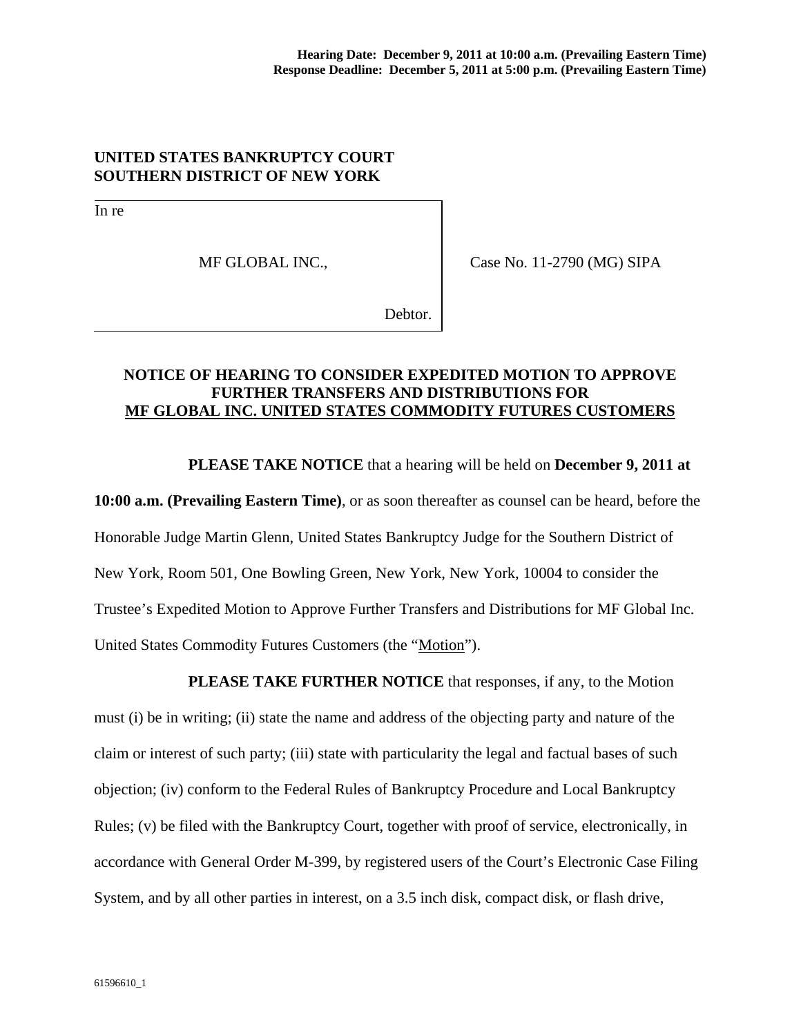**Hearing Date: December 9, 2011 at 10:00 a.m. (Prevailing Eastern Time)**
**Response Deadline: December 5, 2011 at 5:00 p.m. (Prevailing Eastern Time)**

**UNITED STATES BANKRUPTCY COURT**
**SOUTHERN DISTRICT OF NEW YORK**

| | |
|---|---|
| In re<br><br>MF GLOBAL INC.,<br><br>Debtor. | Case No. 11-2790 (MG) SIPA |

**NOTICE OF HEARING TO CONSIDER EXPEDITED MOTION TO APPROVE FURTHER TRANSFERS AND DISTRIBUTIONS FOR MF GLOBAL INC. UNITED STATES COMMODITY FUTURES CUSTOMERS**

**PLEASE TAKE NOTICE** that a hearing will be held on **December 9, 2011 at 10:00 a.m. (Prevailing Eastern Time)**, or as soon thereafter as counsel can be heard, before the Honorable Judge Martin Glenn, United States Bankruptcy Judge for the Southern District of New York, Room 501, One Bowling Green, New York, New York, 10004 to consider the Trustee's Expedited Motion to Approve Further Transfers and Distributions for MF Global Inc. United States Commodity Futures Customers (the "Motion").

**PLEASE TAKE FURTHER NOTICE** that responses, if any, to the Motion must (i) be in writing; (ii) state the name and address of the objecting party and nature of the claim or interest of such party; (iii) state with particularity the legal and factual bases of such objection; (iv) conform to the Federal Rules of Bankruptcy Procedure and Local Bankruptcy Rules; (v) be filed with the Bankruptcy Court, together with proof of service, electronically, in accordance with General Order M-399, by registered users of the Court's Electronic Case Filing System, and by all other parties in interest, on a 3.5 inch disk, compact disk, or flash drive,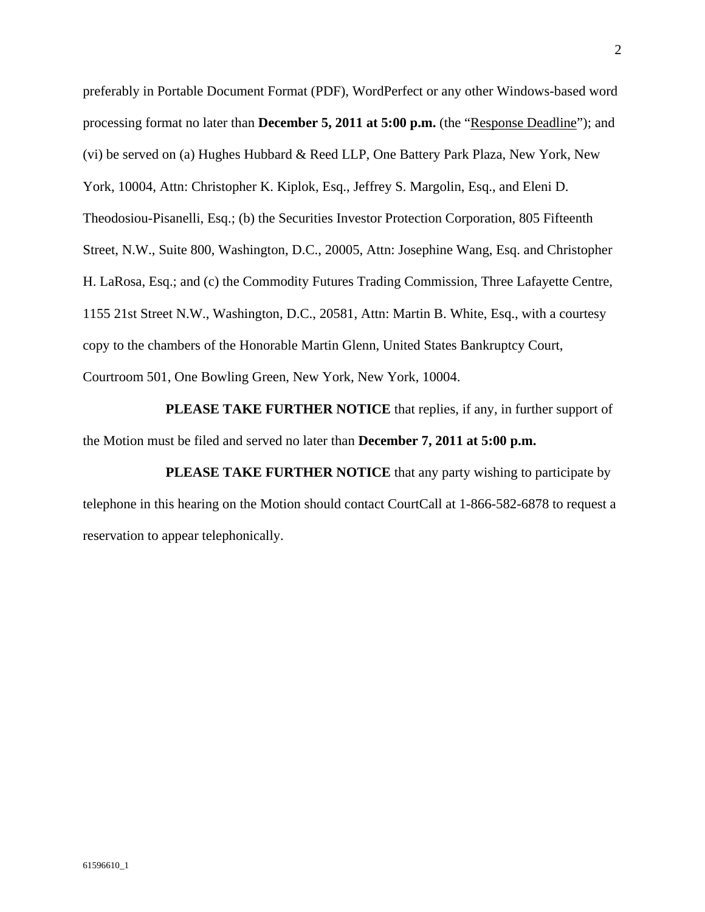preferably in Portable Document Format (PDF), WordPerfect or any other Windows-based word processing format no later than **December 5, 2011 at 5:00 p.m.** (the "Response Deadline"); and (vi) be served on (a) Hughes Hubbard & Reed LLP, One Battery Park Plaza, New York, New York, 10004, Attn: Christopher K. Kiplok, Esq., Jeffrey S. Margolin, Esq., and Eleni D. Theodosiou-Pisanelli, Esq.; (b) the Securities Investor Protection Corporation, 805 Fifteenth Street, N.W., Suite 800, Washington, D.C., 20005, Attn: Josephine Wang, Esq. and Christopher H. LaRosa, Esq.; and (c) the Commodity Futures Trading Commission, Three Lafayette Centre, 1155 21st Street N.W., Washington, D.C., 20581, Attn: Martin B. White, Esq., with a courtesy copy to the chambers of the Honorable Martin Glenn, United States Bankruptcy Court, Courtroom 501, One Bowling Green, New York, New York, 10004.

**PLEASE TAKE FURTHER NOTICE** that replies, if any, in further support of the Motion must be filed and served no later than **December 7, 2011 at 5:00 p.m.**

**PLEASE TAKE FURTHER NOTICE** that any party wishing to participate by telephone in this hearing on the Motion should contact CourtCall at 1-866-582-6878 to request a reservation to appear telephonically.

61596610_1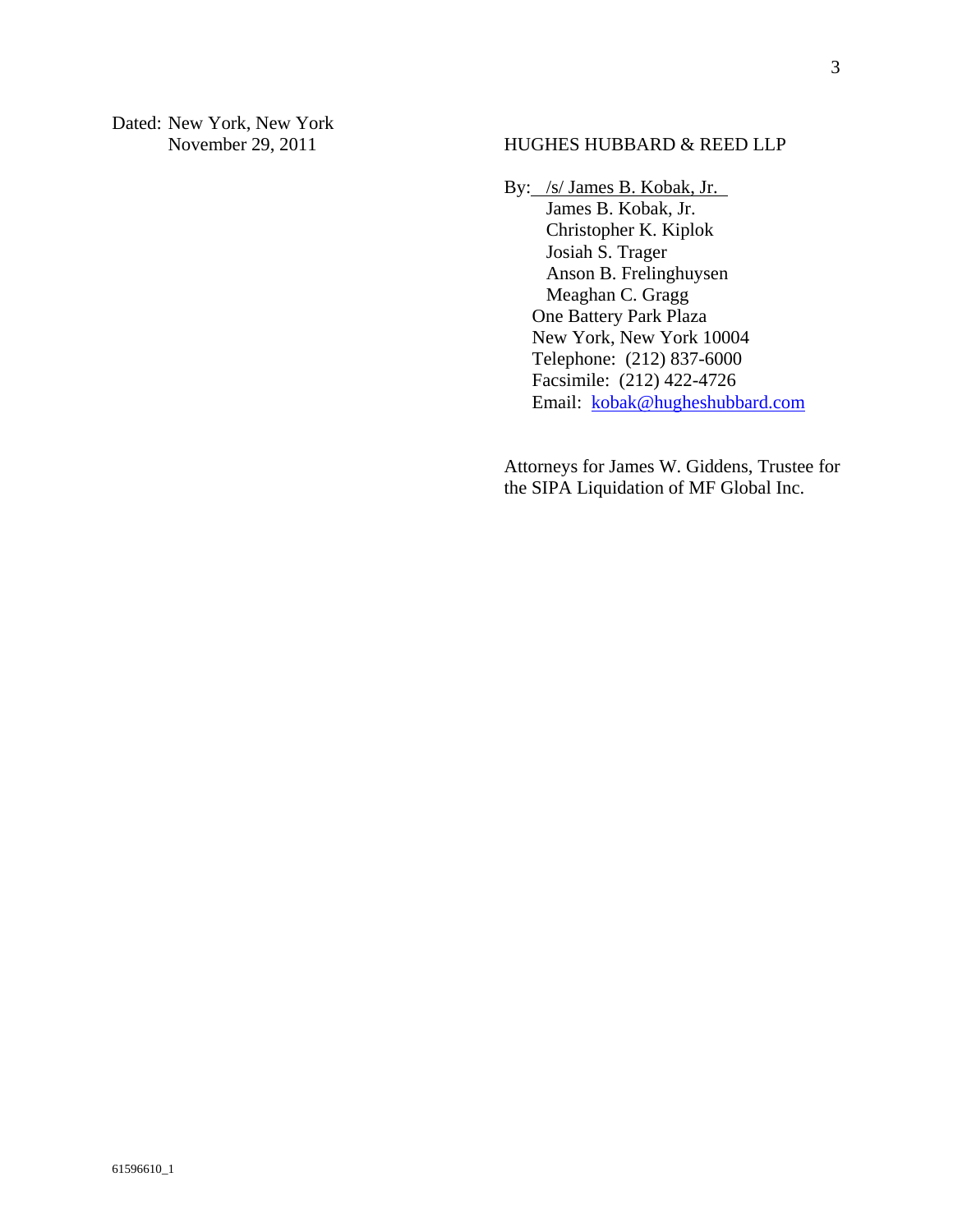Dated: New York, New York
November 29, 2011

HUGHES HUBBARD & REED LLP

By: /s/ James B. Kobak, Jr.
James B. Kobak, Jr.
Christopher K. Kiplok
Josiah S. Trager
Anson B. Frelinghuysen
Meaghan C. Gragg
One Battery Park Plaza
New York, New York 10004
Telephone: (212) 837-6000
Facsimile: (212) 422-4726
Email: kobak@hugheshubbard.com

Attorneys for James W. Giddens, Trustee for the SIPA Liquidation of MF Global Inc.

61596610_1